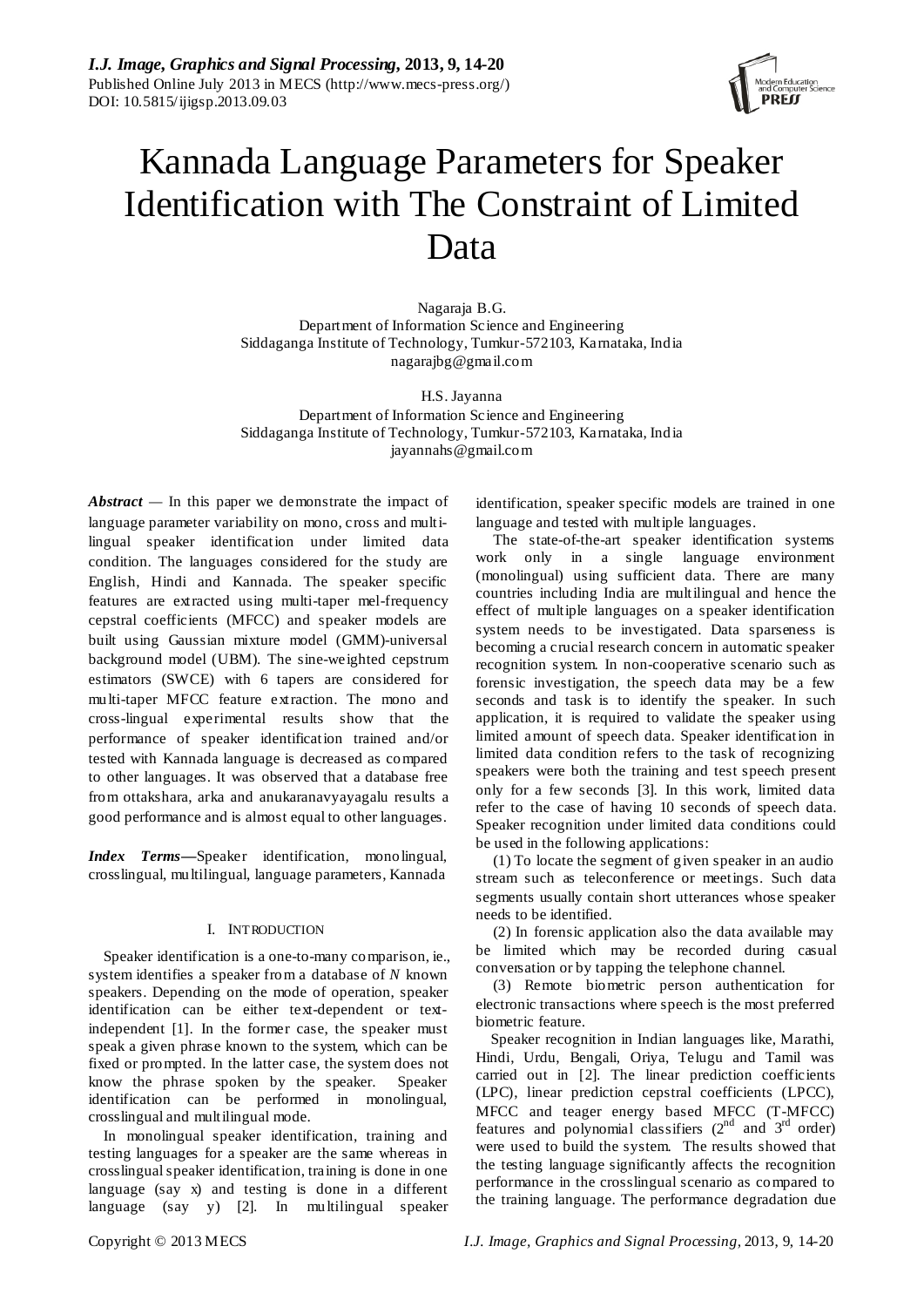# Kannada Language Parameters for Speaker Identification with The Constraint of Limited Data

Nagaraja B.G.
Department of Information Science and Engineering
Siddaganga Institute of Technology, Tumkur-572103, Karnataka, India
nagarajbg@gmail.com

H.S. Jayanna
Department of Information Science and Engineering
Siddaganga Institute of Technology, Tumkur-572103, Karnataka, India
jayannahs@gmail.com

***Abstract*** — In this paper we demonstrate the impact of language parameter variability on mono, cross and multi-lingual speaker identification under limited data condition. The languages considered for the study are English, Hindi and Kannada. The speaker specific features are extracted using multi-taper mel-frequency cepstral coefficients (MFCC) and speaker models are built using Gaussian mixture model (GMM)-universal background model (UBM). The sine-weighted cepstrum estimators (SWCE) with 6 tapers are considered for multi-taper MFCC feature extraction. The mono and cross-lingual experimental results show that the performance of speaker identification trained and/or tested with Kannada language is decreased as compared to other languages. It was observed that a database free from ottakshara, arka and anukaranavyayagalu results a good performance and is almost equal to other languages.

***Index Terms*****—**Speaker identification, monolingual, crosslingual, multilingual, language parameters, Kannada

## I. Introduction

Speaker identification is a one-to-many comparison, ie., system identifies a speaker from a database of *N* known speakers. Depending on the mode of operation, speaker identification can be either text-dependent or text-independent [1]. In the former case, the speaker must speak a given phrase known to the system, which can be fixed or prompted. In the latter case, the system does not know the phrase spoken by the speaker. Speaker identification can be performed in monolingual, crosslingual and multilingual mode.

In monolingual speaker identification, training and testing languages for a speaker are the same whereas in crosslingual speaker identification, training is done in one language (say x) and testing is done in a different language (say y) [2]. In multilingual speaker identification, speaker specific models are trained in one language and tested with multiple languages.

The state-of-the-art speaker identification systems work only in a single language environment (monolingual) using sufficient data. There are many countries including India are multilingual and hence the effect of multiple languages on a speaker identification system needs to be investigated. Data sparseness is becoming a crucial research concern in automatic speaker recognition system. In non-cooperative scenario such as forensic investigation, the speech data may be a few seconds and task is to identify the speaker. In such application, it is required to validate the speaker using limited amount of speech data. Speaker identification in limited data condition refers to the task of recognizing speakers were both the training and test speech present only for a few seconds [3]. In this work, limited data refer to the case of having 10 seconds of speech data. Speaker recognition under limited data conditions could be used in the following applications:

(1) To locate the segment of given speaker in an audio stream such as teleconference or meetings. Such data segments usually contain short utterances whose speaker needs to be identified.

(2) In forensic application also the data available may be limited which may be recorded during casual conversation or by tapping the telephone channel.

(3) Remote biometric person authentication for electronic transactions where speech is the most preferred biometric feature.

Speaker recognition in Indian languages like, Marathi, Hindi, Urdu, Bengali, Oriya, Telugu and Tamil was carried out in [2]. The linear prediction coefficients (LPC), linear prediction cepstral coefficients (LPCC), MFCC and teager energy based MFCC (T-MFCC) features and polynomial classifiers (2nd and 3rd order) were used to build the system. The results showed that the testing language significantly affects the recognition performance in the crosslingual scenario as compared to the training language. The performance degradation due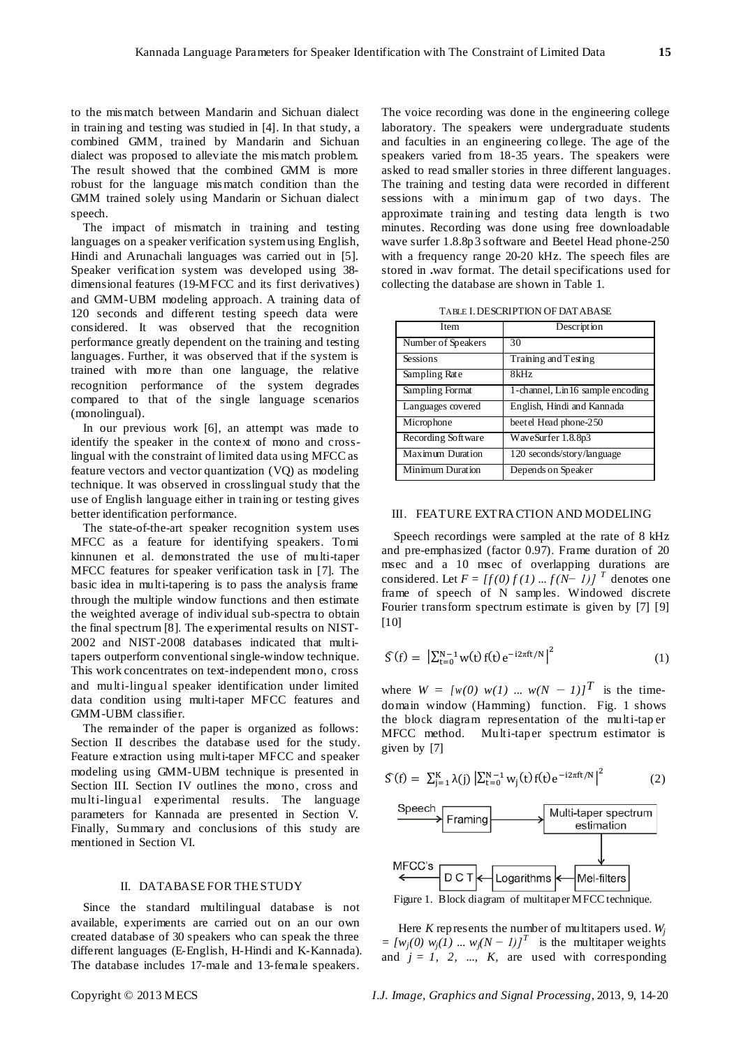to the mismatch between Mandarin and Sichuan dialect in training and testing was studied in [4]. In that study, a combined GMM, trained by Mandarin and Sichuan dialect was proposed to alleviate the mismatch problem. The result showed that the combined GMM is more robust for the language mismatch condition than the GMM trained solely using Mandarin or Sichuan dialect speech.

The impact of mismatch in training and testing languages on a speaker verification system using English, Hindi and Arunachali languages was carried out in [5]. Speaker verification system was developed using 38-dimensional features (19-MFCC and its first derivatives) and GMM-UBM modeling approach. A training data of 120 seconds and different testing speech data were considered. It was observed that the recognition performance greatly dependent on the training and testing languages. Further, it was observed that if the system is trained with more than one language, the relative recognition performance of the system degrades compared to that of the single language scenarios (monolingual).

In our previous work [6], an attempt was made to identify the speaker in the context of mono and cross-lingual with the constraint of limited data using MFCC as feature vectors and vector quantization (VQ) as modeling technique. It was observed in crosslingual study that the use of English language either in training or testing gives better identification performance.

The state-of-the-art speaker recognition system uses MFCC as a feature for identifying speakers. Tomi kinnunen et al. demonstrated the use of multi-taper MFCC features for speaker verification task in [7]. The basic idea in multi-tapering is to pass the analysis frame through the multiple window functions and then estimate the weighted average of individual sub-spectra to obtain the final spectrum [8]. The experimental results on NIST-2002 and NIST-2008 databases indicated that multi-tapers outperform conventional single-window technique. This work concentrates on text-independent mono, cross and multi-lingual speaker identification under limited data condition using multi-taper MFCC features and GMM-UBM classifier.

The remainder of the paper is organized as follows: Section II describes the database used for the study. Feature extraction using multi-taper MFCC and speaker modeling using GMM-UBM technique is presented in Section III. Section IV outlines the mono, cross and multi-lingual experimental results. The language parameters for Kannada are presented in Section V. Finally, Summary and conclusions of this study are mentioned in Section VI.

## II. DATABASE FOR THE STUDY

Since the standard multilingual database is not available, experiments are carried out on an our own created database of 30 speakers who can speak the three different languages (E-English, H-Hindi and K-Kannada). The database includes 17-male and 13-female speakers. The voice recording was done in the engineering college laboratory. The speakers were undergraduate students and faculties in an engineering college. The age of the speakers varied from 18-35 years. The speakers were asked to read smaller stories in three different languages. The training and testing data were recorded in different sessions with a minimum gap of two days. The approximate training and testing data length is two minutes. Recording was done using free downloadable wave surfer 1.8.8p3 software and Beetel Head phone-250 with a frequency range 20-20 kHz. The speech files are stored in .wav format. The detail specifications used for collecting the database are shown in Table 1.

TABLE I. DESCRIPTION OF DATABASE

| Item | Description |
|---|---|
| Number of Speakers | 30 |
| Sessions | Training and Testing |
| Sampling Rate | 8kHz |
| Sampling Format | 1-channel, Lin16 sample encoding |
| Languages covered | English, Hindi and Kannada |
| Microphone | beetel Head phone-250 |
| Recording Software | WaveSurfer 1.8.8p3 |
| Maximum Duration | 120 seconds/story/language |
| Minimum Duration | Depends on Speaker |

## III. FEATURE EXTRACTION AND MODELING

Speech recordings were sampled at the rate of 8 kHz and pre-emphasized (factor 0.97). Frame duration of 20 msec and a 10 msec of overlapping durations are considered. Let $F = [f(0)\, f(1) \ldots f(N-1)]^T$ denotes one frame of speech of N samples. Windowed discrete Fourier transform spectrum estimate is given by [7] [9] [10]

$$\hat{S}(f) = \left|\sum_{t=0}^{N-1} w(t)\, f(t)\, e^{-i2\pi ft/N}\right|^2 \tag{1}$$

where $W = [w(0)\ w(1) \ldots w(N-1)]^T$ is the time-domain window (Hamming) function. Fig. 1 shows the block diagram representation of the multi-taper MFCC method. Multi-taper spectrum estimator is given by [7]

$$\hat{S}(f) = \sum_{j=1}^{K} \lambda(j) \left|\sum_{t=0}^{N-1} w_j(t)\, f(t)\, e^{-i2\pi ft/N}\right|^2 \tag{2}$$

Figure 1. Block diagram of multitaper MFCC technique.

Here $K$ represents the number of multitapers used. $W_j = [w_j(0)\ w_j(1) \ldots w_j(N-1)]^T$ is the multitaper weights and $j = 1, 2, \ldots, K$, are used with corresponding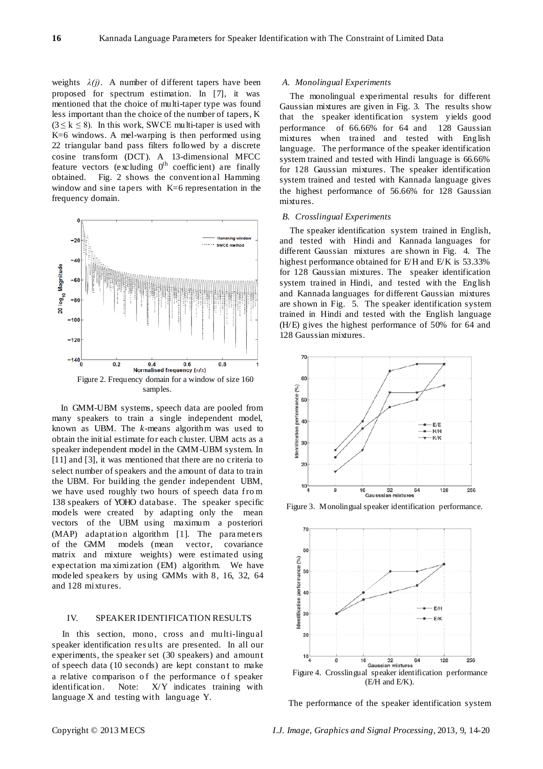weights $\lambda(j)$. A number of different tapers have been proposed for spectrum estimation. In [7], it was mentioned that the choice of multi-taper type was found less important than the choice of the number of tapers, K ($3 \leq k \leq 8$). In this work, SWCE multi-taper is used with K=6 windows. A mel-warping is then performed using 22 triangular band pass filters followed by a discrete cosine transform (DCT). A 13-dimensional MFCC feature vectors (excluding $0^{th}$ coefficient) are finally obtained. Fig. 2 shows the conventional Hamming window and sine tapers with K=6 representation in the frequency domain.

Figure 2. Frequency domain for a window of size 160 samples.

In GMM-UBM systems, speech data are pooled from many speakers to train a single independent model, known as UBM. The *k*-means algorithm was used to obtain the initial estimate for each cluster. UBM acts as a speaker independent model in the GMM-UBM system. In [11] and [3], it was mentioned that there are no criteria to select number of speakers and the amount of data to train the UBM. For building the gender independent UBM, we have used roughly two hours of speech data from 138 speakers of YOHO database. The speaker specific models were created by adapting only the mean vectors of the UBM using maximum a posteriori (MAP) adaptation algorithm [1]. The parameters of the GMM models (mean vector, covariance matrix and mixture weights) were estimated using expectation maximization (EM) algorithm. We have modeled speakers by using GMMs with 8, 16, 32, 64 and 128 mixtures.

## IV. SPEAKER IDENTIFICATION RESULTS

In this section, mono, cross and multi-lingual speaker identification results are presented. In all our experiments, the speaker set (30 speakers) and amount of speech data (10 seconds) are kept constant to make a relative comparison of the performance of speaker identification. Note: X/Y indicates training with language X and testing with language Y.

### *A. Monolingual Experiments*

The monolingual experimental results for different Gaussian mixtures are given in Fig. 3. The results show that the speaker identification system yields good performance of 66.66% for 64 and 128 Gaussian mixtures when trained and tested with English language. The performance of the speaker identification system trained and tested with Hindi language is 66.66% for 128 Gaussian mixtures. The speaker identification system trained and tested with Kannada language gives the highest performance of 56.66% for 128 Gaussian mixtures.

### *B. Crosslingual Experiments*

The speaker identification system trained in English, and tested with Hindi and Kannada languages for different Gaussian mixtures are shown in Fig. 4. The highest performance obtained for E/H and E/K is 53.33% for 128 Gaussian mixtures. The speaker identification system trained in Hindi, and tested with the English and Kannada languages for different Gaussian mixtures are shown in Fig. 5. The speaker identification system trained in Hindi and tested with the English language (H/E) gives the highest performance of 50% for 64 and 128 Gaussian mixtures.

Figure 3. Monolingual speaker identification performance.

Figure 4. Crosslingual speaker identification performance (E/H and E/K).

The performance of the speaker identification system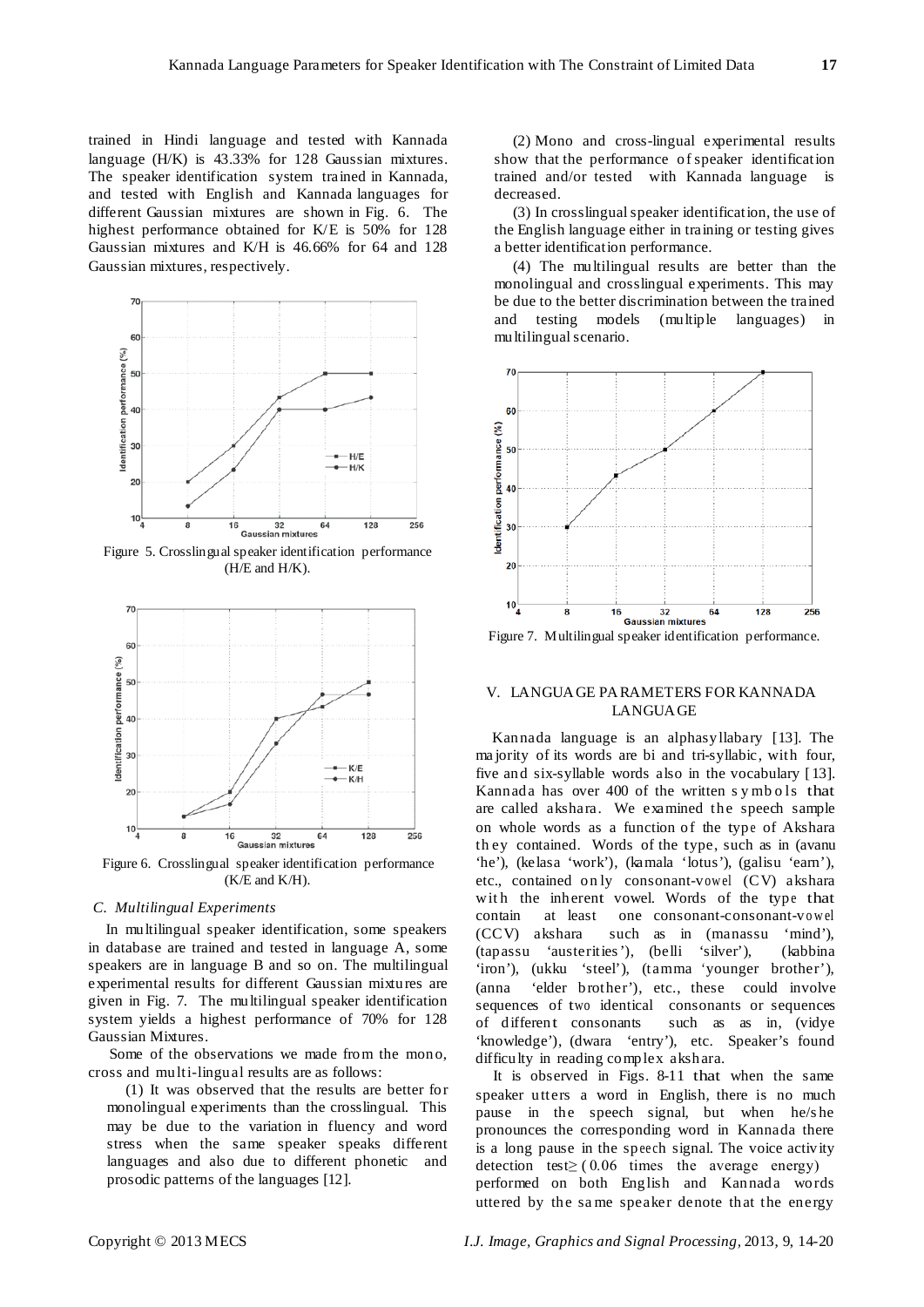trained in Hindi language and tested with Kannada language (H/K) is 43.33% for 128 Gaussian mixtures. The speaker identification system trained in Kannada, and tested with English and Kannada languages for different Gaussian mixtures are shown in Fig. 6. The highest performance obtained for K/E is 50% for 128 Gaussian mixtures and K/H is 46.66% for 64 and 128 Gaussian mixtures, respectively.

Figure 5. Crosslingual speaker identification performance (H/E and H/K).

Figure 6. Crosslingual speaker identification performance (K/E and K/H).

### C. Multilingual Experiments

In multilingual speaker identification, some speakers in database are trained and tested in language A, some speakers are in language B and so on. The multilingual experimental results for different Gaussian mixtures are given in Fig. 7. The multilingual speaker identification system yields a highest performance of 70% for 128 Gaussian Mixtures.

Some of the observations we made from the mono, cross and multi-lingual results are as follows:

(1) It was observed that the results are better for monolingual experiments than the crosslingual. This may be due to the variation in fluency and word stress when the same speaker speaks different languages and also due to different phonetic and prosodic patterns of the languages [12].

(2) Mono and cross-lingual experimental results show that the performance of speaker identification trained and/or tested with Kannada language is decreased.

(3) In crosslingual speaker identification, the use of the English language either in training or testing gives a better identification performance.

(4) The multilingual results are better than the monolingual and crosslingual experiments. This may be due to the better discrimination between the trained and testing models (multiple languages) in multilingual scenario.

Figure 7. Multilingual speaker identification performance.

## V. LANGUAGE PARAMETERS FOR KANNADA LANGUAGE

Kannada language is an alphasyllabary [13]. The majority of its words are bi and tri-syllabic, with four, five and six-syllable words also in the vocabulary [13]. Kannada has over 400 of the written symbols that are called akshara. We examined the speech sample on whole words as a function of the type of Akshara they contained. Words of the type, such as in (avanu 'he'), (kelasa 'work'), (kamala 'lotus'), (galisu 'earn'), etc., contained only consonant-vowel (CV) akshara with the inherent vowel. Words of the type that contain at least one consonant-consonant-vowel (CCV) akshara such as in (manassu 'mind'), (tapassu 'austerities'), (belli 'silver'), (kabbina 'iron'), (ukku 'steel'), (tamma 'younger brother'), (anna 'elder brother'), etc., these could involve sequences of two identical consonants or sequences of different consonants such as as in, (vidye 'knowledge'), (dwara 'entry'), etc. Speaker's found difficulty in reading complex akshara.

It is observed in Figs. 8-11 that when the same speaker utters a word in English, there is no much pause in the speech signal, but when he/she pronounces the corresponding word in Kannada there is a long pause in the speech signal. The voice activity detection test$\geq$ (0.06 times the average energy) performed on both English and Kannada words uttered by the same speaker denote that the energy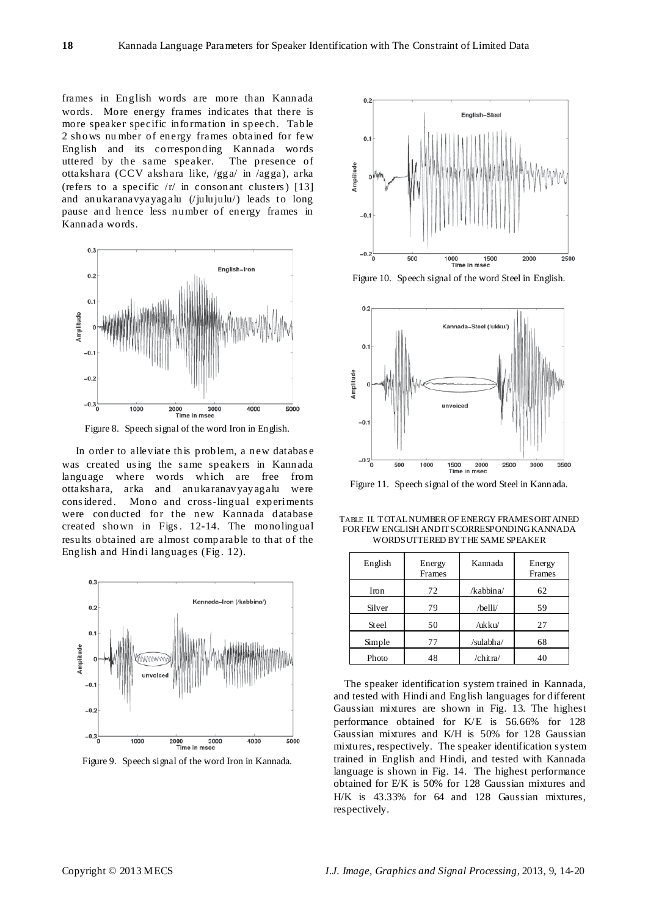frames in English words are more than Kannada words. More energy frames indicates that there is more speaker specific information in speech. Table 2 shows number of energy frames obtained for few English and its corresponding Kannada words uttered by the same speaker. The presence of ottakshara (CCV akshara like, /gga/ in /agga), arka (refers to a specific /r/ in consonant clusters) [13] and anukaranavyayagalu (/julujulu/) leads to long pause and hence less number of energy frames in Kannada words.

Figure 8. Speech signal of the word Iron in English.

In order to alleviate this problem, a new database was created using the same speakers in Kannada language where words which are free from ottakshara, arka and anukaranavyayagalu were considered. Mono and cross-lingual experiments were conducted for the new Kannada database created shown in Figs. 12-14. The monolingual results obtained are almost comparable to that of the English and Hindi languages (Fig. 12).

Figure 9. Speech signal of the word Iron in Kannada.

Figure 10. Speech signal of the word Steel in English.

Figure 11. Speech signal of the word Steel in Kannada.

TABLE II. TOTAL NUMBER OF ENERGY FRAMES OBTAINED FOR FEW ENGLISH AND ITS CORRESPONDING KANNADA WORDS UTTERED BY THE SAME SPEAKER

| English | Energy Frames | Kannada | Energy Frames |
|---|---|---|---|
| Iron | 72 | /kabbina/ | 62 |
| Silver | 79 | /belli/ | 59 |
| Steel | 50 | /ukku/ | 27 |
| Simple | 77 | /sulabha/ | 68 |
| Photo | 48 | /chitra/ | 40 |

The speaker identification system trained in Kannada, and tested with Hindi and English languages for different Gaussian mixtures are shown in Fig. 13. The highest performance obtained for K/E is 56.66% for 128 Gaussian mixtures and K/H is 50% for 128 Gaussian mixtures, respectively. The speaker identification system trained in English and Hindi, and tested with Kannada language is shown in Fig. 14. The highest performance obtained for E/K is 50% for 128 Gaussian mixtures and H/K is 43.33% for 64 and 128 Gaussian mixtures, respectively.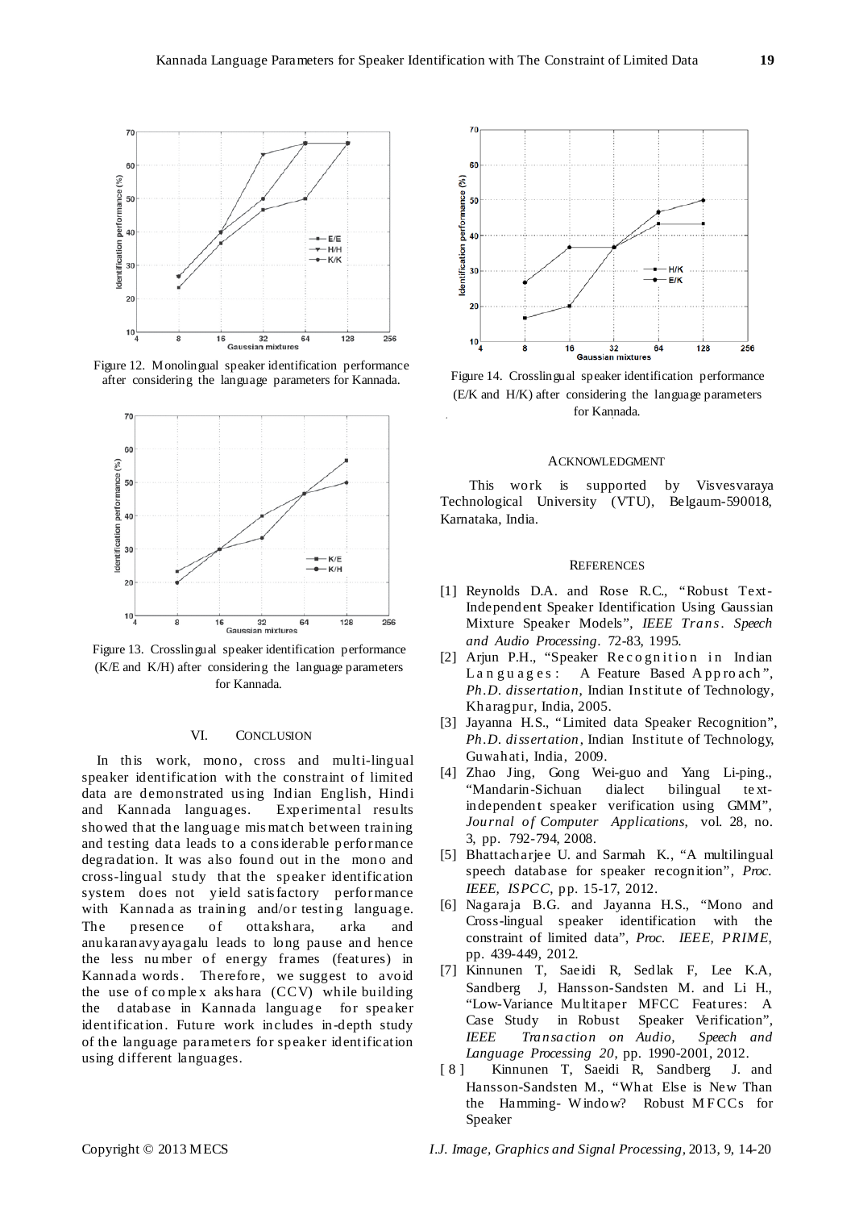Figure 12. Monolingual speaker identification performance after considering the language parameters for Kannada.

Figure 13. Crosslingual speaker identification performance (K/E and K/H) after considering the language parameters for Kannada.

## VI. Conclusion

In this work, mono, cross and multi-lingual speaker identification with the constraint of limited data are demonstrated using Indian English, Hindi and Kannada languages. Experimental results showed that the language mismatch between training and testing data leads to a considerable performance degradation. It was also found out in the mono and cross-lingual study that the speaker identification system does not yield satisfactory performance with Kannada as training and/or testing language. The presence of ottakshara, arka and anukaranavyayagalu leads to long pause and hence the less number of energy frames (features) in Kannada words. Therefore, we suggest to avoid the use of complex akshara (CCV) while building the database in Kannada language for speaker identification. Future work includes in-depth study of the language parameters for speaker identification using different languages.

Figure 14. Crosslingual speaker identification performance (E/K and H/K) after considering the language parameters for Kannada.

## Acknowledgment

This work is supported by Visvesvaraya Technological University (VTU), Belgaum-590018, Karnataka, India.

## References

[1] Reynolds D.A. and Rose R.C., "Robust Text-Independent Speaker Identification Using Gaussian Mixture Speaker Models", *IEEE Trans. Speech and Audio Processing*. 72-83, 1995.

[2] Arjun P.H., "Speaker Recognition in Indian Languages: A Feature Based Approach", *Ph.D. dissertation*, Indian Institute of Technology, Kharagpur, India, 2005.

[3] Jayanna H.S., "Limited data Speaker Recognition", *Ph.D. dissertation*, Indian Institute of Technology, Guwahati, India, 2009.

[4] Zhao Jing, Gong Wei-guo and Yang Li-ping., "Mandarin-Sichuan dialect bilingual text-independent speaker verification using GMM", *Journal of Computer Applications*, vol. 28, no. 3, pp. 792-794, 2008.

[5] Bhattacharjee U. and Sarmah K., "A multilingual speech database for speaker recognition", *Proc. IEEE, ISPCC*, pp. 15-17, 2012.

[6] Nagaraja B.G. and Jayanna H.S., "Mono and Cross-lingual speaker identification with the constraint of limited data", *Proc. IEEE, PRIME*, pp. 439-449, 2012.

[7] Kinnunen T, Saeidi R, Sedlak F, Lee K.A, Sandberg J, Hansson-Sandsten M. and Li H., "Low-Variance Multitaper MFCC Features: A Case Study in Robust Speaker Verification", *IEEE Transaction on Audio, Speech and Language Processing 20*, pp. 1990-2001, 2012.

[8] Kinnunen T, Saeidi R, Sandberg J. and Hansson-Sandsten M., "What Else is New Than the Hamming- Window? Robust MFCCs for Speaker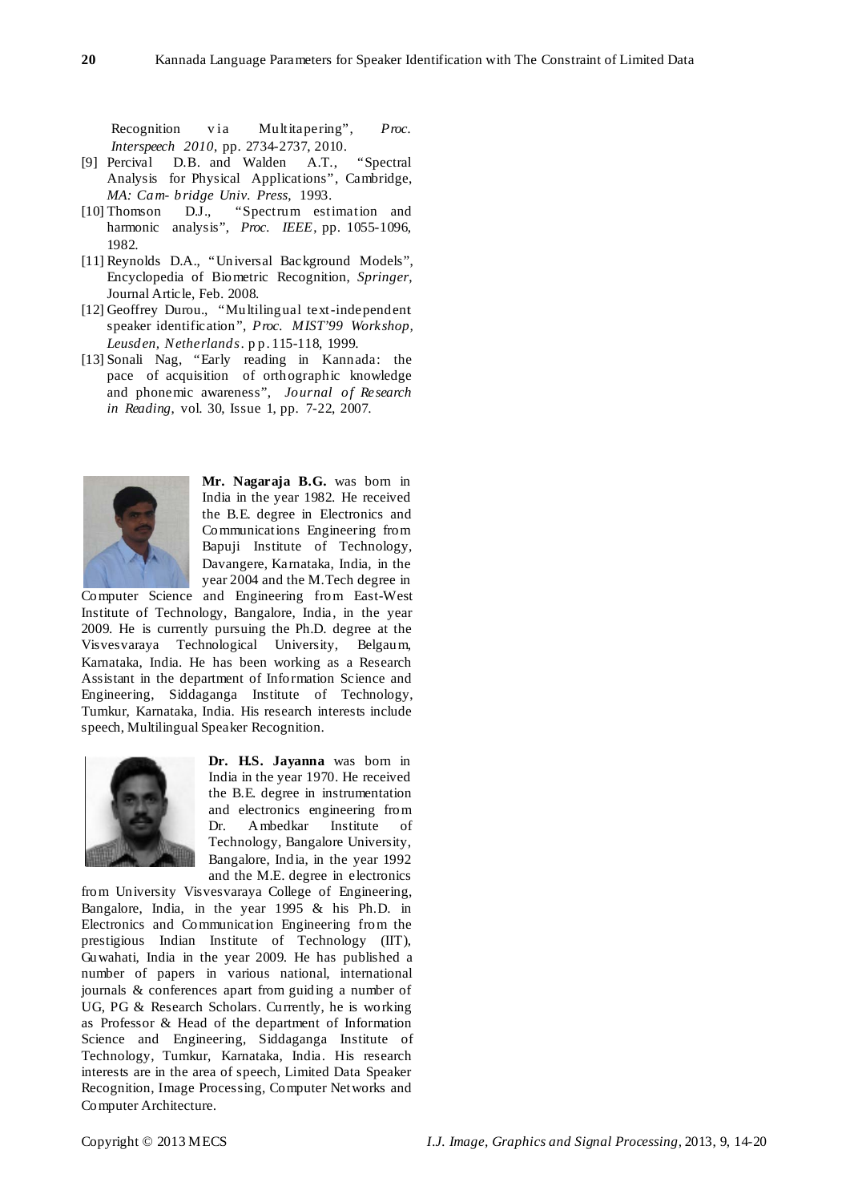Recognition via Multitapering", *Proc. Interspeech 2010*, pp. 2734-2737, 2010.

[9] Percival D.B. and Walden A.T., "Spectral Analysis for Physical Applications", Cambridge, *MA: Cam- bridge Univ. Press*, 1993.

[10] Thomson D.J., "Spectrum estimation and harmonic analysis", *Proc. IEEE*, pp. 1055-1096, 1982.

[11] Reynolds D.A., "Universal Background Models", Encyclopedia of Biometric Recognition, *Springer*, Journal Article, Feb. 2008.

[12] Geoffrey Durou., "Multilingual text-independent speaker identification", *Proc. MIST'99 Workshop, Leusden, Netherlands*. pp.115-118, 1999.

[13] Sonali Nag, "Early reading in Kannada: the pace of acquisition of orthographic knowledge and phonemic awareness", *Journal of Research in Reading*, vol. 30, Issue 1, pp. 7-22, 2007.

**Mr. Nagaraja B.G.** was born in India in the year 1982. He received the B.E. degree in Electronics and Communications Engineering from Bapuji Institute of Technology, Davangere, Karnataka, India, in the year 2004 and the M.Tech degree in Computer Science and Engineering from East-West Institute of Technology, Bangalore, India, in the year 2009. He is currently pursuing the Ph.D. degree at the Visvesvaraya Technological University, Belgaum, Karnataka, India. He has been working as a Research Assistant in the department of Information Science and Engineering, Siddaganga Institute of Technology, Tumkur, Karnataka, India. His research interests include speech, Multilingual Speaker Recognition.

**Dr. H.S. Jayanna** was born in India in the year 1970. He received the B.E. degree in instrumentation and electronics engineering from Dr. Ambedkar Institute of Technology, Bangalore University, Bangalore, India, in the year 1992 and the M.E. degree in electronics from University Visvesvaraya College of Engineering, Bangalore, India, in the year 1995 & his Ph.D. in Electronics and Communication Engineering from the prestigious Indian Institute of Technology (IIT), Guwahati, India in the year 2009. He has published a number of papers in various national, international journals & conferences apart from guiding a number of UG, PG & Research Scholars. Currently, he is working as Professor & Head of the department of Information Science and Engineering, Siddaganga Institute of Technology, Tumkur, Karnataka, India. His research interests are in the area of speech, Limited Data Speaker Recognition, Image Processing, Computer Networks and Computer Architecture.